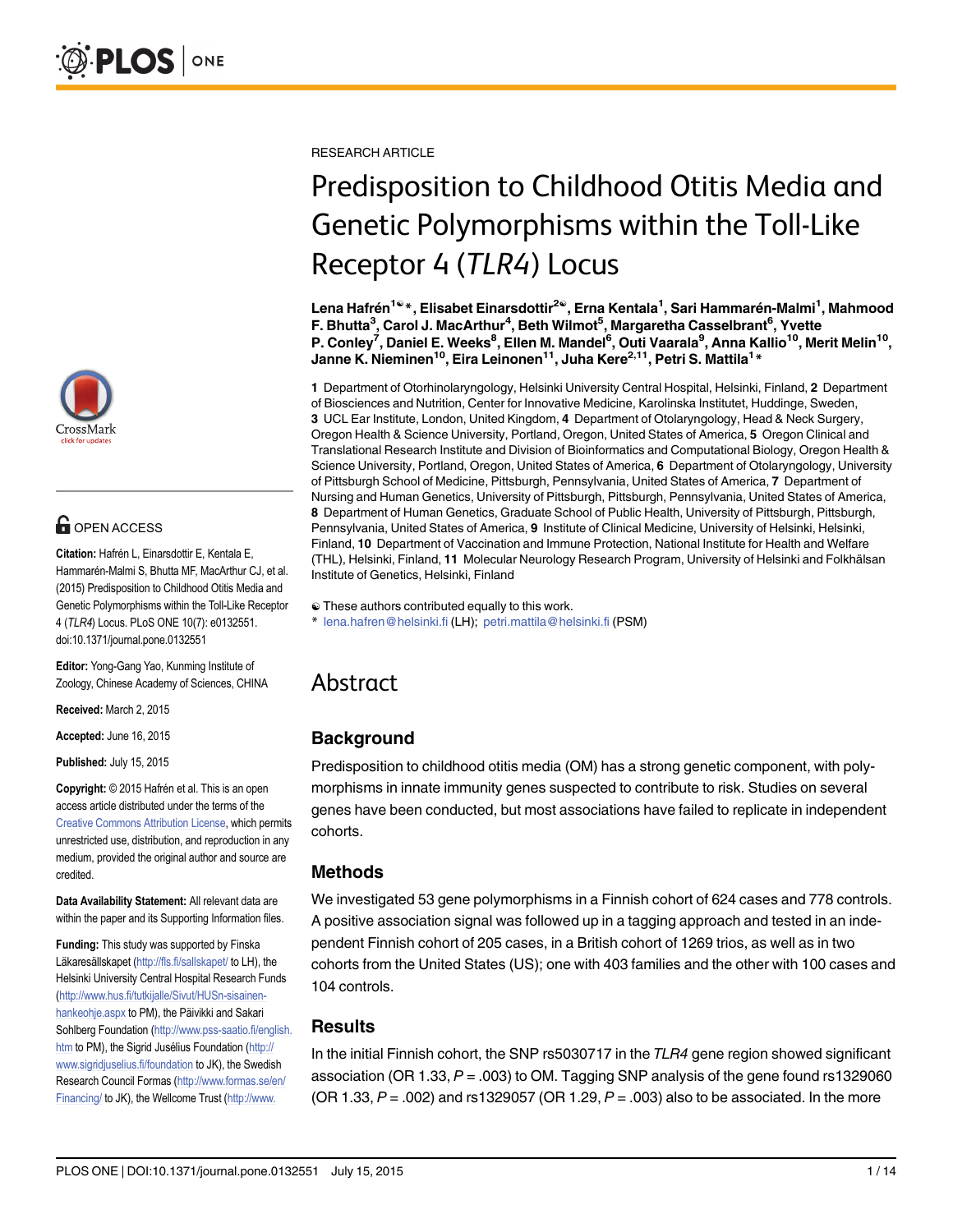RESEARCH ARTICLE

# Predisposition to Childhood Otitis Media and Genetic Polymorphisms within the Toll-Like Receptor 4 (*TLR4*) Locus

**Lena Hafrén[1☯]*, Elisabet Einarsdottir[2☯], Erna Kentala[1], Sari Hammarén-Malmi[1], Mahmood F. Bhutta[3], Carol J. MacArthur[4], Beth Wilmot[5], Margaretha Casselbrant[6], Yvette P. Conley[7], Daniel E. Weeks[8], Ellen M. Mandel[6], Outi Vaarala[9], Anna Kallio[10], Merit Melin[10], Janne K. Nieminen[10], Eira Leinonen[11], Juha Kere[2,11], Petri S. Mattila[1]***

**1** Department of Otorhinolaryngology, Helsinki University Central Hospital, Helsinki, Finland, **2** Department of Biosciences and Nutrition, Center for Innovative Medicine, Karolinska Institutet, Huddinge, Sweden, **3** UCL Ear Institute, London, United Kingdom, **4** Department of Otolaryngology, Head & Neck Surgery, Oregon Health & Science University, Portland, Oregon, United States of America, **5** Oregon Clinical and Translational Research Institute and Division of Bioinformatics and Computational Biology, Oregon Health & Science University, Portland, Oregon, United States of America, **6** Department of Otolaryngology, University of Pittsburgh School of Medicine, Pittsburgh, Pennsylvania, United States of America, **7** Department of Nursing and Human Genetics, University of Pittsburgh, Pittsburgh, Pennsylvania, United States of America, **8** Department of Human Genetics, Graduate School of Public Health, University of Pittsburgh, Pittsburgh, Pennsylvania, United States of America, **9** Institute of Clinical Medicine, University of Helsinki, Helsinki, Finland, **10** Department of Vaccination and Immune Protection, National Institute for Health and Welfare (THL), Helsinki, Finland, **11** Molecular Neurology Research Program, University of Helsinki and Folkhälsan Institute of Genetics, Helsinki, Finland

☯ These authors contributed equally to this work.
* lena.hafren@helsinki.fi (LH); petri.mattila@helsinki.fi (PSM)

OPEN ACCESS

**Citation:** Hafrén L, Einarsdottir E, Kentala E, Hammarén-Malmi S, Bhutta MF, MacArthur CJ, et al. (2015) Predisposition to Childhood Otitis Media and Genetic Polymorphisms within the Toll-Like Receptor 4 (*TLR4*) Locus. PLoS ONE 10(7): e0132551. doi:10.1371/journal.pone.0132551

**Editor:** Yong-Gang Yao, Kunming Institute of Zoology, Chinese Academy of Sciences, CHINA

**Received:** March 2, 2015

**Accepted:** June 16, 2015

**Published:** July 15, 2015

**Copyright:** © 2015 Hafrén et al. This is an open access article distributed under the terms of the Creative Commons Attribution License, which permits unrestricted use, distribution, and reproduction in any medium, provided the original author and source are credited.

**Data Availability Statement:** All relevant data are within the paper and its Supporting Information files.

**Funding:** This study was supported by Finska Läkaresällskapet (http://fls.fi/sallskapet/ to LH), the Helsinki University Central Hospital Research Funds (http://www.hus.fi/tutkijalle/Sivut/HUSn-sisainen-hankeohje.aspx to PM), the Päivikki and Sakari Sohlberg Foundation (http://www.pss-saatio.fi/english.htm to PM), the Sigrid Jusélius Foundation (http://www.sigridjuselius.fi/foundation to JK), the Swedish Research Council Formas (http://www.formas.se/en/Financing/ to JK), the Wellcome Trust (http://www.

## Abstract

### Background

Predisposition to childhood otitis media (OM) has a strong genetic component, with polymorphisms in innate immunity genes suspected to contribute to risk. Studies on several genes have been conducted, but most associations have failed to replicate in independent cohorts.

### Methods

We investigated 53 gene polymorphisms in a Finnish cohort of 624 cases and 778 controls. A positive association signal was followed up in a tagging approach and tested in an independent Finnish cohort of 205 cases, in a British cohort of 1269 trios, as well as in two cohorts from the United States (US); one with 403 families and the other with 100 cases and 104 controls.

### Results

In the initial Finnish cohort, the SNP rs5030717 in the *TLR4* gene region showed significant association (OR 1.33, $P = .003$) to OM. Tagging SNP analysis of the gene found rs1329060 (OR 1.33, $P = .002$) and rs1329057 (OR 1.29, $P = .003$) also to be associated. In the more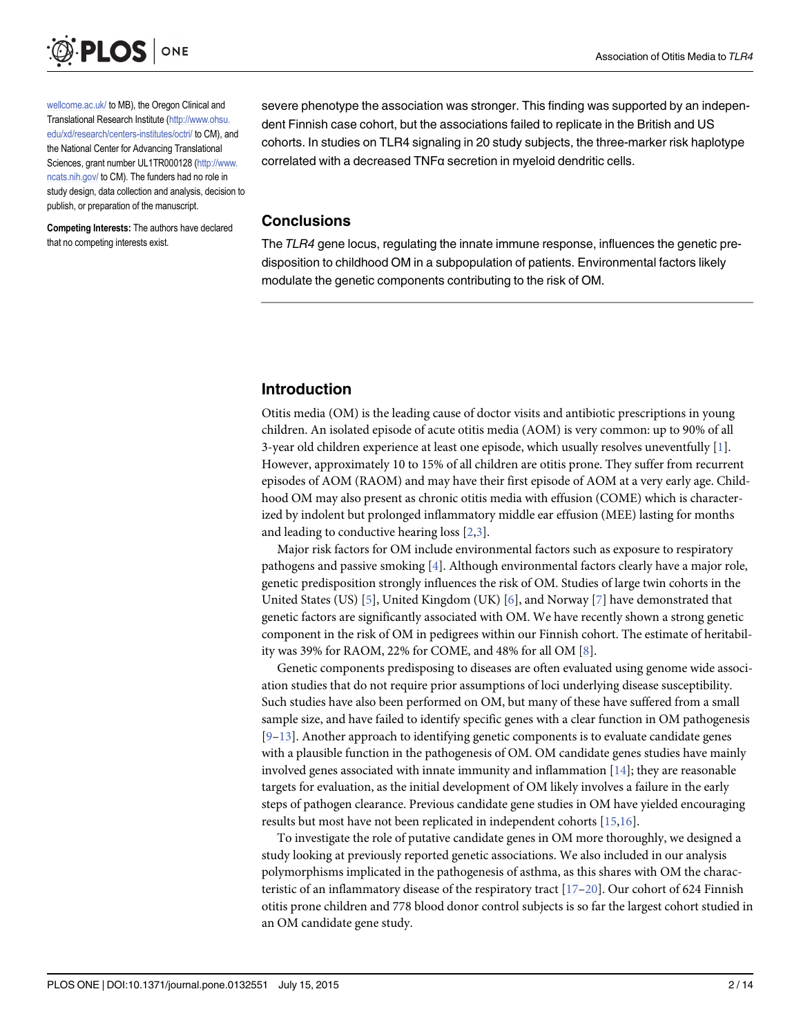wellcome.ac.uk/ to MB), the Oregon Clinical and Translational Research Institute (http://www.ohsu.edu/xd/research/centers-institutes/octri/ to CM), and the National Center for Advancing Translational Sciences, grant number UL1TR000128 (http://www.ncats.nih.gov/ to CM). The funders had no role in study design, data collection and analysis, decision to publish, or preparation of the manuscript.

**Competing Interests:** The authors have declared that no competing interests exist.

severe phenotype the association was stronger. This finding was supported by an independent Finnish case cohort, but the associations failed to replicate in the British and US cohorts. In studies on TLR4 signaling in 20 study subjects, the three-marker risk haplotype correlated with a decreased TNFα secretion in myeloid dendritic cells.

## Conclusions

The *TLR4* gene locus, regulating the innate immune response, influences the genetic predisposition to childhood OM in a subpopulation of patients. Environmental factors likely modulate the genetic components contributing to the risk of OM.

## Introduction

Otitis media (OM) is the leading cause of doctor visits and antibiotic prescriptions in young children. An isolated episode of acute otitis media (AOM) is very common: up to 90% of all 3-year old children experience at least one episode, which usually resolves uneventfully [1]. However, approximately 10 to 15% of all children are otitis prone. They suffer from recurrent episodes of AOM (RAOM) and may have their first episode of AOM at a very early age. Childhood OM may also present as chronic otitis media with effusion (COME) which is characterized by indolent but prolonged inflammatory middle ear effusion (MEE) lasting for months and leading to conductive hearing loss [2,3].

Major risk factors for OM include environmental factors such as exposure to respiratory pathogens and passive smoking [4]. Although environmental factors clearly have a major role, genetic predisposition strongly influences the risk of OM. Studies of large twin cohorts in the United States (US) [5], United Kingdom (UK) [6], and Norway [7] have demonstrated that genetic factors are significantly associated with OM. We have recently shown a strong genetic component in the risk of OM in pedigrees within our Finnish cohort. The estimate of heritability was 39% for RAOM, 22% for COME, and 48% for all OM [8].

Genetic components predisposing to diseases are often evaluated using genome wide association studies that do not require prior assumptions of loci underlying disease susceptibility. Such studies have also been performed on OM, but many of these have suffered from a small sample size, and have failed to identify specific genes with a clear function in OM pathogenesis [9–13]. Another approach to identifying genetic components is to evaluate candidate genes with a plausible function in the pathogenesis of OM. OM candidate genes studies have mainly involved genes associated with innate immunity and inflammation [14]; they are reasonable targets for evaluation, as the initial development of OM likely involves a failure in the early steps of pathogen clearance. Previous candidate gene studies in OM have yielded encouraging results but most have not been replicated in independent cohorts [15,16].

To investigate the role of putative candidate genes in OM more thoroughly, we designed a study looking at previously reported genetic associations. We also included in our analysis polymorphisms implicated in the pathogenesis of asthma, as this shares with OM the characteristic of an inflammatory disease of the respiratory tract [17–20]. Our cohort of 624 Finnish otitis prone children and 778 blood donor control subjects is so far the largest cohort studied in an OM candidate gene study.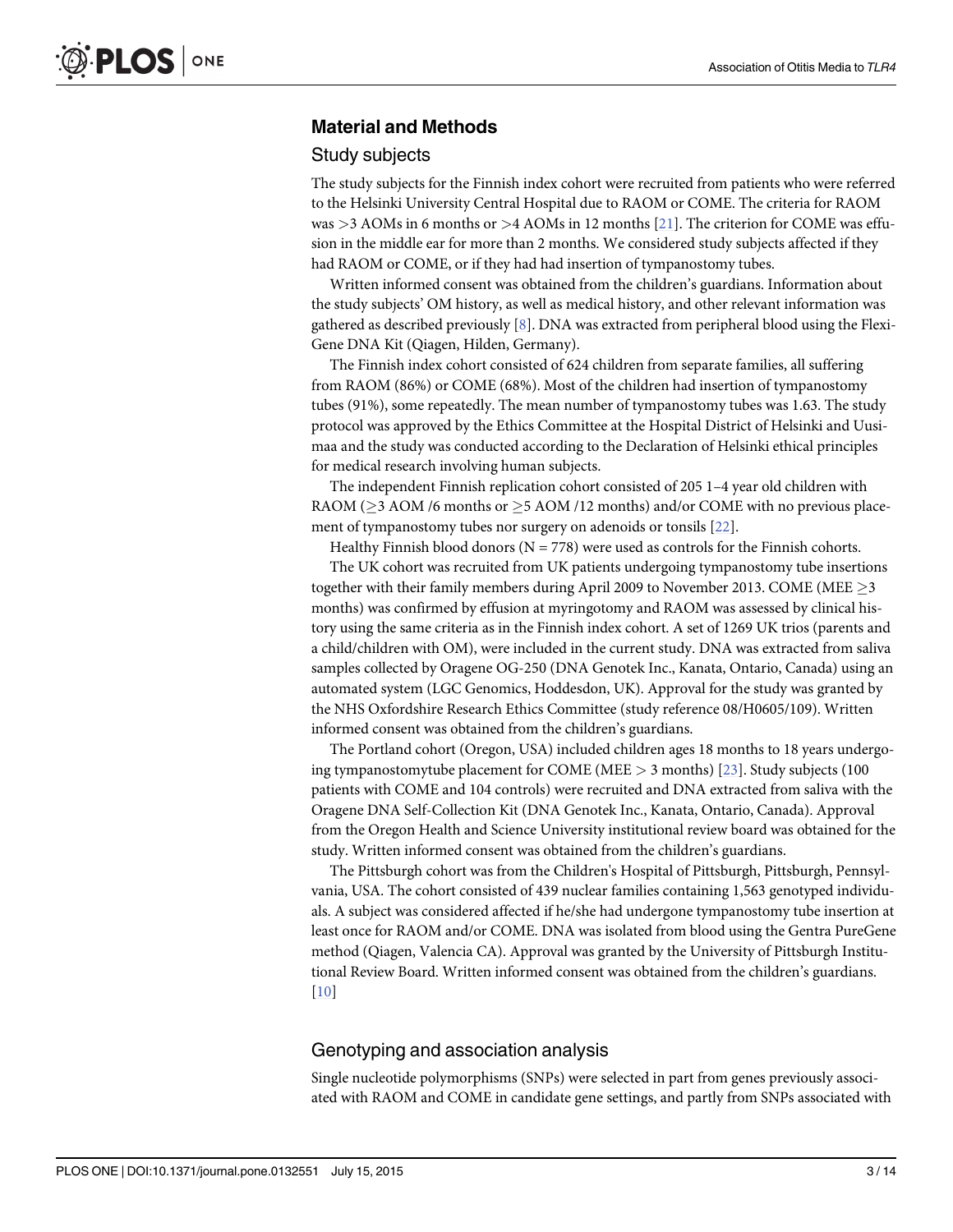## Material and Methods

### Study subjects

The study subjects for the Finnish index cohort were recruited from patients who were referred to the Helsinki University Central Hospital due to RAOM or COME. The criteria for RAOM was >3 AOMs in 6 months or >4 AOMs in 12 months [21]. The criterion for COME was effusion in the middle ear for more than 2 months. We considered study subjects affected if they had RAOM or COME, or if they had had insertion of tympanostomy tubes.

Written informed consent was obtained from the children's guardians. Information about the study subjects' OM history, as well as medical history, and other relevant information was gathered as described previously [8]. DNA was extracted from peripheral blood using the FlexiGene DNA Kit (Qiagen, Hilden, Germany).

The Finnish index cohort consisted of 624 children from separate families, all suffering from RAOM (86%) or COME (68%). Most of the children had insertion of tympanostomy tubes (91%), some repeatedly. The mean number of tympanostomy tubes was 1.63. The study protocol was approved by the Ethics Committee at the Hospital District of Helsinki and Uusimaa and the study was conducted according to the Declaration of Helsinki ethical principles for medical research involving human subjects.

The independent Finnish replication cohort consisted of 205 1–4 year old children with RAOM (≥3 AOM /6 months or ≥5 AOM /12 months) and/or COME with no previous placement of tympanostomy tubes nor surgery on adenoids or tonsils [22].

Healthy Finnish blood donors (N = 778) were used as controls for the Finnish cohorts.

The UK cohort was recruited from UK patients undergoing tympanostomy tube insertions together with their family members during April 2009 to November 2013. COME (MEE ≥3 months) was confirmed by effusion at myringotomy and RAOM was assessed by clinical history using the same criteria as in the Finnish index cohort. A set of 1269 UK trios (parents and a child/children with OM), were included in the current study. DNA was extracted from saliva samples collected by Oragene OG-250 (DNA Genotek Inc., Kanata, Ontario, Canada) using an automated system (LGC Genomics, Hoddesdon, UK). Approval for the study was granted by the NHS Oxfordshire Research Ethics Committee (study reference 08/H0605/109). Written informed consent was obtained from the children's guardians.

The Portland cohort (Oregon, USA) included children ages 18 months to 18 years undergoing tympanostomytube placement for COME (MEE > 3 months) [23]. Study subjects (100 patients with COME and 104 controls) were recruited and DNA extracted from saliva with the Oragene DNA Self-Collection Kit (DNA Genotek Inc., Kanata, Ontario, Canada). Approval from the Oregon Health and Science University institutional review board was obtained for the study. Written informed consent was obtained from the children's guardians.

The Pittsburgh cohort was from the Children's Hospital of Pittsburgh, Pittsburgh, Pennsylvania, USA. The cohort consisted of 439 nuclear families containing 1,563 genotyped individuals. A subject was considered affected if he/she had undergone tympanostomy tube insertion at least once for RAOM and/or COME. DNA was isolated from blood using the Gentra PureGene method (Qiagen, Valencia CA). Approval was granted by the University of Pittsburgh Institutional Review Board. Written informed consent was obtained from the children's guardians. [10]

### Genotyping and association analysis

Single nucleotide polymorphisms (SNPs) were selected in part from genes previously associated with RAOM and COME in candidate gene settings, and partly from SNPs associated with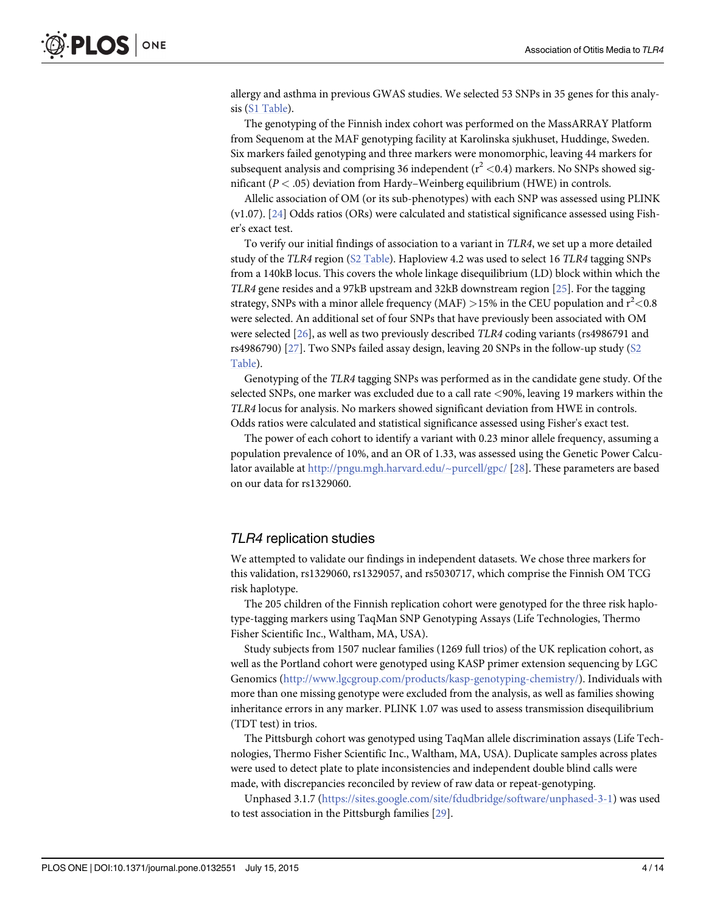allergy and asthma in previous GWAS studies. We selected 53 SNPs in 35 genes for this analysis (S1 Table).

The genotyping of the Finnish index cohort was performed on the MassARRAY Platform from Sequenom at the MAF genotyping facility at Karolinska sjukhuset, Huddinge, Sweden. Six markers failed genotyping and three markers were monomorphic, leaving 44 markers for subsequent analysis and comprising 36 independent ($r^2 < 0.4$) markers. No SNPs showed significant ($P < .05$) deviation from Hardy–Weinberg equilibrium (HWE) in controls.

Allelic association of OM (or its sub-phenotypes) with each SNP was assessed using PLINK (v1.07). [24] Odds ratios (ORs) were calculated and statistical significance assessed using Fisher's exact test.

To verify our initial findings of association to a variant in *TLR4*, we set up a more detailed study of the *TLR4* region (S2 Table). Haploview 4.2 was used to select 16 *TLR4* tagging SNPs from a 140kB locus. This covers the whole linkage disequilibrium (LD) block within which the *TLR4* gene resides and a 97kB upstream and 32kB downstream region [25]. For the tagging strategy, SNPs with a minor allele frequency (MAF) >15% in the CEU population and $r^2 < 0.8$ were selected. An additional set of four SNPs that have previously been associated with OM were selected [26], as well as two previously described *TLR4* coding variants (rs4986791 and rs4986790) [27]. Two SNPs failed assay design, leaving 20 SNPs in the follow-up study (S2 Table).

Genotyping of the *TLR4* tagging SNPs was performed as in the candidate gene study. Of the selected SNPs, one marker was excluded due to a call rate <90%, leaving 19 markers within the *TLR4* locus for analysis. No markers showed significant deviation from HWE in controls. Odds ratios were calculated and statistical significance assessed using Fisher's exact test.

The power of each cohort to identify a variant with 0.23 minor allele frequency, assuming a population prevalence of 10%, and an OR of 1.33, was assessed using the Genetic Power Calculator available at http://pngu.mgh.harvard.edu/~purcell/gpc/ [28]. These parameters are based on our data for rs1329060.

## *TLR4* replication studies

We attempted to validate our findings in independent datasets. We chose three markers for this validation, rs1329060, rs1329057, and rs5030717, which comprise the Finnish OM TCG risk haplotype.

The 205 children of the Finnish replication cohort were genotyped for the three risk haplotype-tagging markers using TaqMan SNP Genotyping Assays (Life Technologies, Thermo Fisher Scientific Inc., Waltham, MA, USA).

Study subjects from 1507 nuclear families (1269 full trios) of the UK replication cohort, as well as the Portland cohort were genotyped using KASP primer extension sequencing by LGC Genomics (http://www.lgcgroup.com/products/kasp-genotyping-chemistry/). Individuals with more than one missing genotype were excluded from the analysis, as well as families showing inheritance errors in any marker. PLINK 1.07 was used to assess transmission disequilibrium (TDT test) in trios.

The Pittsburgh cohort was genotyped using TaqMan allele discrimination assays (Life Technologies, Thermo Fisher Scientific Inc., Waltham, MA, USA). Duplicate samples across plates were used to detect plate to plate inconsistencies and independent double blind calls were made, with discrepancies reconciled by review of raw data or repeat-genotyping.

Unphased 3.1.7 (https://sites.google.com/site/fdudbridge/software/unphased-3-1) was used to test association in the Pittsburgh families [29].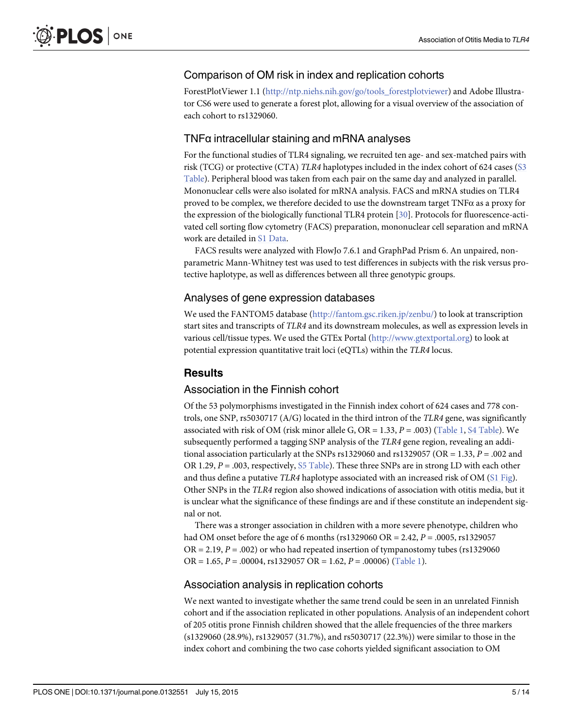### Comparison of OM risk in index and replication cohorts

ForestPlotViewer 1.1 (http://ntp.niehs.nih.gov/go/tools_forestplotviewer) and Adobe Illustrator CS6 were used to generate a forest plot, allowing for a visual overview of the association of each cohort to rs1329060.

### TNFα intracellular staining and mRNA analyses

For the functional studies of TLR4 signaling, we recruited ten age- and sex-matched pairs with risk (TCG) or protective (CTA) *TLR4* haplotypes included in the index cohort of 624 cases (S3 Table). Peripheral blood was taken from each pair on the same day and analyzed in parallel. Mononuclear cells were also isolated for mRNA analysis. FACS and mRNA studies on TLR4 proved to be complex, we therefore decided to use the downstream target TNFα as a proxy for the expression of the biologically functional TLR4 protein [30]. Protocols for fluorescence-activated cell sorting flow cytometry (FACS) preparation, mononuclear cell separation and mRNA work are detailed in S1 Data.

FACS results were analyzed with FlowJo 7.6.1 and GraphPad Prism 6. An unpaired, non-parametric Mann-Whitney test was used to test differences in subjects with the risk versus protective haplotype, as well as differences between all three genotypic groups.

### Analyses of gene expression databases

We used the FANTOM5 database (http://fantom.gsc.riken.jp/zenbu/) to look at transcription start sites and transcripts of *TLR4* and its downstream molecules, as well as expression levels in various cell/tissue types. We used the GTEx Portal (http://www.gtexportal.org) to look at potential expression quantitative trait loci (eQTLs) within the *TLR4* locus.

## Results

### Association in the Finnish cohort

Of the 53 polymorphisms investigated in the Finnish index cohort of 624 cases and 778 controls, one SNP, rs5030717 (A/G) located in the third intron of the *TLR4* gene, was significantly associated with risk of OM (risk minor allele G, OR = 1.33, $P$ = .003) (Table 1, S4 Table). We subsequently performed a tagging SNP analysis of the *TLR4* gene region, revealing an additional association particularly at the SNPs rs1329060 and rs1329057 (OR = 1.33, $P$ = .002 and OR 1.29, $P$ = .003, respectively, S5 Table). These three SNPs are in strong LD with each other and thus define a putative *TLR4* haplotype associated with an increased risk of OM (S1 Fig). Other SNPs in the *TLR4* region also showed indications of association with otitis media, but it is unclear what the significance of these findings are and if these constitute an independent signal or not.

There was a stronger association in children with a more severe phenotype, children who had OM onset before the age of 6 months (rs1329060 OR = 2.42, $P$ = .0005, rs1329057 OR = 2.19, $P$ = .002) or who had repeated insertion of tympanostomy tubes (rs1329060 OR = 1.65, $P$ = .00004, rs1329057 OR = 1.62, $P$ = .00006) (Table 1).

### Association analysis in replication cohorts

We next wanted to investigate whether the same trend could be seen in an unrelated Finnish cohort and if the association replicated in other populations. Analysis of an independent cohort of 205 otitis prone Finnish children showed that the allele frequencies of the three markers (s1329060 (28.9%), rs1329057 (31.7%), and rs5030717 (22.3%)) were similar to those in the index cohort and combining the two case cohorts yielded significant association to OM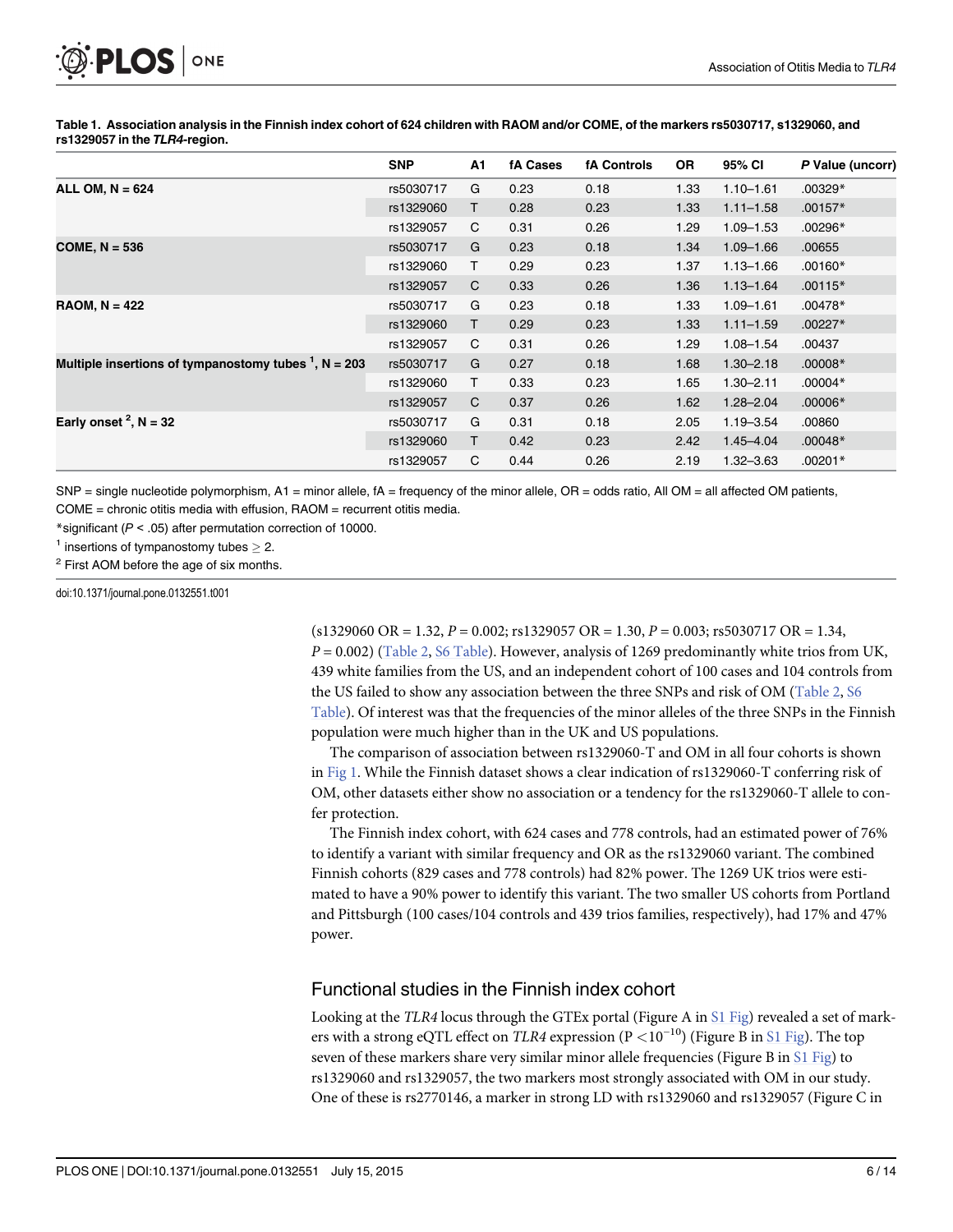**Table 1. Association analysis in the Finnish index cohort of 624 children with RAOM and/or COME, of the markers rs5030717, s1329060, and rs1329057 in the *TLR4*-region.**

| | SNP | A1 | fA Cases | fA Controls | OR | 95% CI | *P* Value (uncorr) |
|---|---|---|---|---|---|---|---|
| **ALL OM, N = 624** | rs5030717 | G | 0.23 | 0.18 | 1.33 | 1.10–1.61 | .00329* |
| | rs1329060 | T | 0.28 | 0.23 | 1.33 | 1.11–1.58 | .00157* |
| | rs1329057 | C | 0.31 | 0.26 | 1.29 | 1.09–1.53 | .00296* |
| **COME, N = 536** | rs5030717 | G | 0.23 | 0.18 | 1.34 | 1.09–1.66 | .00655 |
| | rs1329060 | T | 0.29 | 0.23 | 1.37 | 1.13–1.66 | .00160* |
| | rs1329057 | C | 0.33 | 0.26 | 1.36 | 1.13–1.64 | .00115* |
| **RAOM, N = 422** | rs5030717 | G | 0.23 | 0.18 | 1.33 | 1.09–1.61 | .00478* |
| | rs1329060 | T | 0.29 | 0.23 | 1.33 | 1.11–1.59 | .00227* |
| | rs1329057 | C | 0.31 | 0.26 | 1.29 | 1.08–1.54 | .00437 |
| **Multiple insertions of tympanostomy tubes [1], N = 203** | rs5030717 | G | 0.27 | 0.18 | 1.68 | 1.30–2.18 | .00008* |
| | rs1329060 | T | 0.33 | 0.23 | 1.65 | 1.30–2.11 | .00004* |
| | rs1329057 | C | 0.37 | 0.26 | 1.62 | 1.28–2.04 | .00006* |
| **Early onset [2], N = 32** | rs5030717 | G | 0.31 | 0.18 | 2.05 | 1.19–3.54 | .00860 |
| | rs1329060 | T | 0.42 | 0.23 | 2.42 | 1.45–4.04 | .00048* |
| | rs1329057 | C | 0.44 | 0.26 | 2.19 | 1.32–3.63 | .00201* |

SNP = single nucleotide polymorphism, A1 = minor allele, fA = frequency of the minor allele, OR = odds ratio, All OM = all affected OM patients, COME = chronic otitis media with effusion, RAOM = recurrent otitis media.

*significant ($P < .05$) after permutation correction of 10000.

[1] insertions of tympanostomy tubes $\geq 2$.

[2] First AOM before the age of six months.

doi:10.1371/journal.pone.0132551.t001

(s1329060 OR = 1.32, $P = 0.002$; rs1329057 OR = 1.30, $P = 0.003$; rs5030717 OR = 1.34, $P = 0.002$) (Table 2, S6 Table). However, analysis of 1269 predominantly white trios from UK, 439 white families from the US, and an independent cohort of 100 cases and 104 controls from the US failed to show any association between the three SNPs and risk of OM (Table 2, S6 Table). Of interest was that the frequencies of the minor alleles of the three SNPs in the Finnish population were much higher than in the UK and US populations.

The comparison of association between rs1329060-T and OM in all four cohorts is shown in Fig 1. While the Finnish dataset shows a clear indication of rs1329060-T conferring risk of OM, other datasets either show no association or a tendency for the rs1329060-T allele to confer protection.

The Finnish index cohort, with 624 cases and 778 controls, had an estimated power of 76% to identify a variant with similar frequency and OR as the rs1329060 variant. The combined Finnish cohorts (829 cases and 778 controls) had 82% power. The 1269 UK trios were estimated to have a 90% power to identify this variant. The two smaller US cohorts from Portland and Pittsburgh (100 cases/104 controls and 439 trios families, respectively), had 17% and 47% power.

## Functional studies in the Finnish index cohort

Looking at the *TLR4* locus through the GTEx portal (Figure A in S1 Fig) revealed a set of markers with a strong eQTL effect on *TLR4* expression ($P < 10^{-10}$) (Figure B in S1 Fig). The top seven of these markers share very similar minor allele frequencies (Figure B in S1 Fig) to rs1329060 and rs1329057, the two markers most strongly associated with OM in our study. One of these is rs2770146, a marker in strong LD with rs1329060 and rs1329057 (Figure C in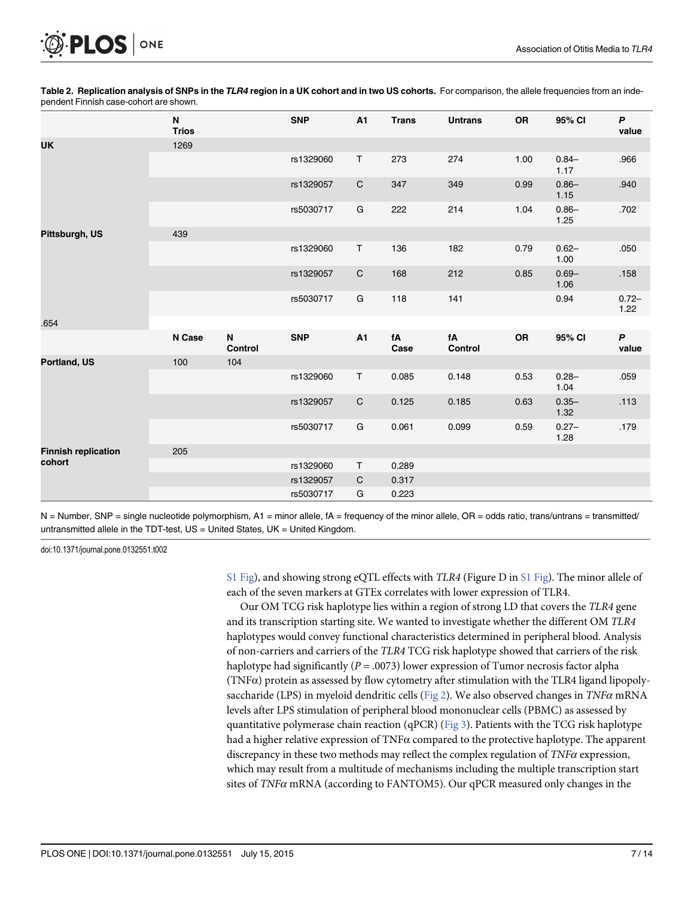**Table 2. Replication analysis of SNPs in the *TLR4* region in a UK cohort and in two US cohorts.** For comparison, the allele frequencies from an independent Finnish case-cohort are shown.

| | N Trios | | SNP | A1 | Trans | Untrans | OR | 95% CI | *P* value |
|---|---|---|---|---|---|---|---|---|---|
| **UK** | 1269 | | | | | | | | |
| | | | rs1329060 | T | 273 | 274 | 1.00 | 0.84–1.17 | .966 |
| | | | rs1329057 | C | 347 | 349 | 0.99 | 0.86–1.15 | .940 |
| | | | rs5030717 | G | 222 | 214 | 1.04 | 0.86–1.25 | .702 |
| **Pittsburgh, US** | 439 | | | | | | | | |
| | | | rs1329060 | T | 136 | 182 | 0.79 | 0.62–1.00 | .050 |
| | | | rs1329057 | C | 168 | 212 | 0.85 | 0.69–1.06 | .158 |
| | | | rs5030717 | G | 118 | 141 | | 0.94 | 0.72–1.22 |
| .654 | | | | | | | | | |
| | **N Case** | **N Control** | **SNP** | **A1** | **fA Case** | **fA Control** | **OR** | **95% CI** | ***P* value** |
| **Portland, US** | 100 | 104 | | | | | | | |
| | | | rs1329060 | T | 0.085 | 0.148 | 0.53 | 0.28–1.04 | .059 |
| | | | rs1329057 | C | 0.125 | 0.185 | 0.63 | 0.35–1.32 | .113 |
| | | | rs5030717 | G | 0.061 | 0.099 | 0.59 | 0.27–1.28 | .179 |
| **Finnish replication cohort** | 205 | | | | | | | | |
| | | | rs1329060 | T | 0.289 | | | | |
| | | | rs1329057 | C | 0.317 | | | | |
| | | | rs5030717 | G | 0.223 | | | | |

N = Number, SNP = single nucleotide polymorphism, A1 = minor allele, fA = frequency of the minor allele, OR = odds ratio, trans/untrans = transmitted/untransmitted allele in the TDT-test, US = United States, UK = United Kingdom.

doi:10.1371/journal.pone.0132551.t002

S1 Fig), and showing strong eQTL effects with *TLR4* (Figure D in S1 Fig). The minor allele of each of the seven markers at GTEx correlates with lower expression of TLR4.

Our OM TCG risk haplotype lies within a region of strong LD that covers the *TLR4* gene and its transcription starting site. We wanted to investigate whether the different OM *TLR4* haplotypes would convey functional characteristics determined in peripheral blood. Analysis of non-carriers and carriers of the *TLR4* TCG risk haplotype showed that carriers of the risk haplotype had significantly ($P = .0073$) lower expression of Tumor necrosis factor alpha (TNFα) protein as assessed by flow cytometry after stimulation with the TLR4 ligand lipopolysaccharide (LPS) in myeloid dendritic cells (Fig 2). We also observed changes in *TNFα* mRNA levels after LPS stimulation of peripheral blood mononuclear cells (PBMC) as assessed by quantitative polymerase chain reaction (qPCR) (Fig 3). Patients with the TCG risk haplotype had a higher relative expression of TNFα compared to the protective haplotype. The apparent discrepancy in these two methods may reflect the complex regulation of *TNFα* expression, which may result from a multitude of mechanisms including the multiple transcription start sites of *TNFα* mRNA (according to FANTOM5). Our qPCR measured only changes in the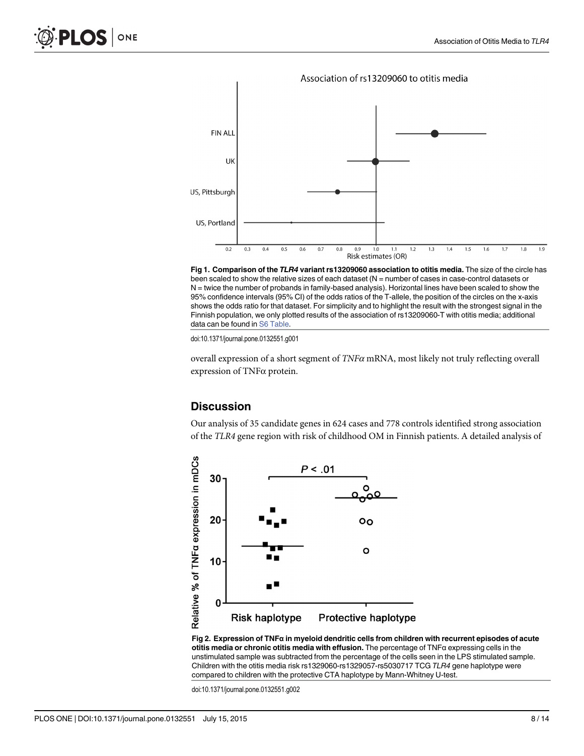**Fig 1. Comparison of the *TLR4* variant rs13209060 association to otitis media.** The size of the circle has been scaled to show the relative sizes of each dataset (N = number of cases in case-control datasets or N = twice the number of probands in family-based analysis). Horizontal lines have been scaled to show the 95% confidence intervals (95% CI) of the odds ratios of the T-allele, the position of the circles on the x-axis shows the odds ratio for that dataset. For simplicity and to highlight the result with the strongest signal in the Finnish population, we only plotted results of the association of rs13209060-T with otitis media; additional data can be found in S6 Table.

doi:10.1371/journal.pone.0132551.g001

overall expression of a short segment of *TNFα* mRNA, most likely not truly reflecting overall expression of TNFα protein.

## Discussion

Our analysis of 35 candidate genes in 624 cases and 778 controls identified strong association of the *TLR4* gene region with risk of childhood OM in Finnish patients. A detailed analysis of

**Fig 2. Expression of TNFα in myeloid dendritic cells from children with recurrent episodes of acute otitis media or chronic otitis media with effusion.** The percentage of TNFα expressing cells in the unstimulated sample was subtracted from the percentage of the cells seen in the LPS stimulated sample. Children with the otitis media risk rs1329060-rs1329057-rs5030717 TCG *TLR4* gene haplotype were compared to children with the protective CTA haplotype by Mann-Whitney U-test.

doi:10.1371/journal.pone.0132551.g002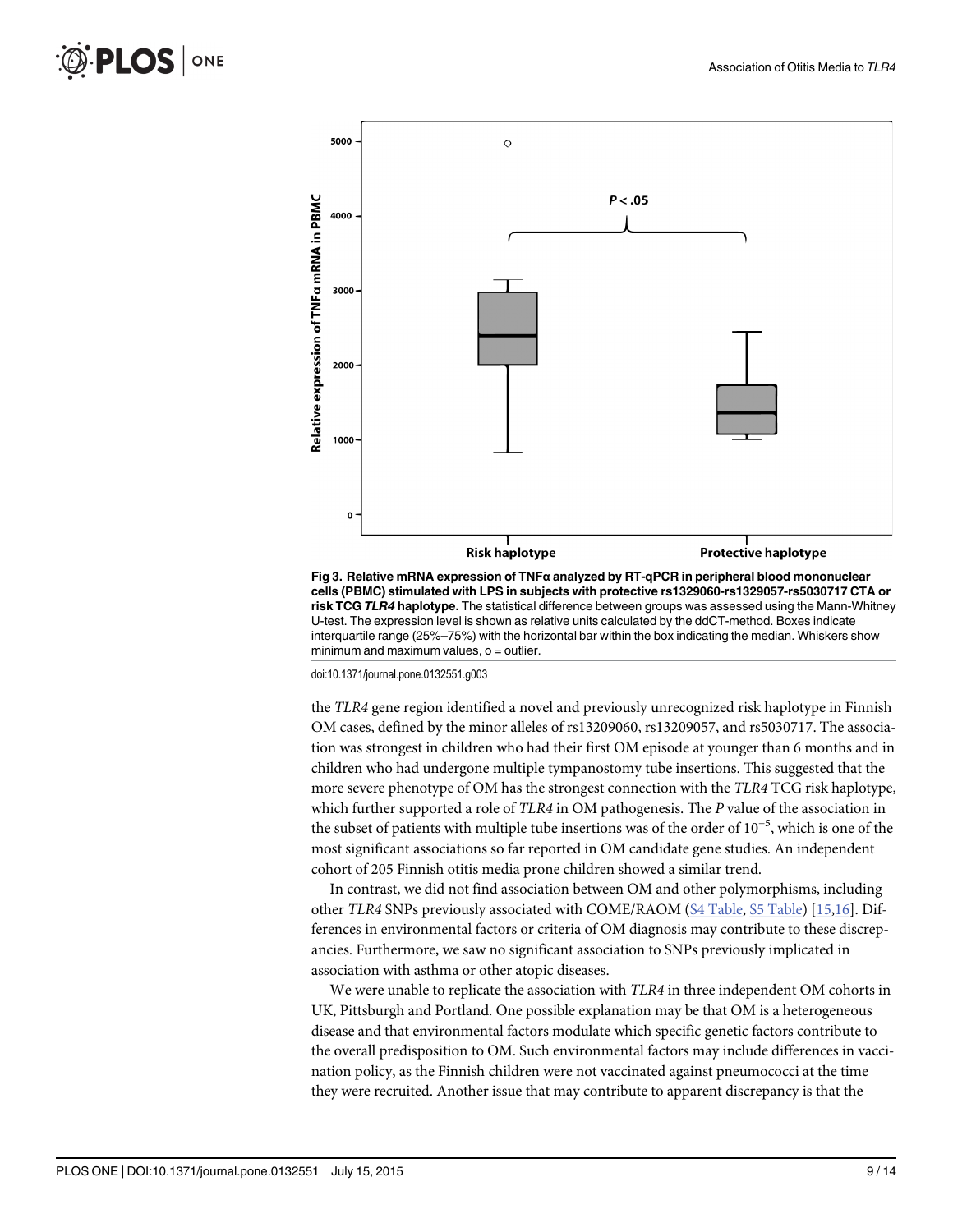**Fig 3. Relative mRNA expression of TNFα analyzed by RT-qPCR in peripheral blood mononuclear cells (PBMC) stimulated with LPS in subjects with protective rs1329060-rs1329057-rs5030717 CTA or risk TCG *TLR4* haplotype.** The statistical difference between groups was assessed using the Mann-Whitney U-test. The expression level is shown as relative units calculated by the ddCT-method. Boxes indicate interquartile range (25%–75%) with the horizontal bar within the box indicating the median. Whiskers show minimum and maximum values, o = outlier.

doi:10.1371/journal.pone.0132551.g003

the *TLR4* gene region identified a novel and previously unrecognized risk haplotype in Finnish OM cases, defined by the minor alleles of rs13209060, rs13209057, and rs5030717. The association was strongest in children who had their first OM episode at younger than 6 months and in children who had undergone multiple tympanostomy tube insertions. This suggested that the more severe phenotype of OM has the strongest connection with the *TLR4* TCG risk haplotype, which further supported a role of *TLR4* in OM pathogenesis. The *P* value of the association in the subset of patients with multiple tube insertions was of the order of $10^{-5}$, which is one of the most significant associations so far reported in OM candidate gene studies. An independent cohort of 205 Finnish otitis media prone children showed a similar trend.

In contrast, we did not find association between OM and other polymorphisms, including other *TLR4* SNPs previously associated with COME/RAOM (S4 Table, S5 Table) [15,16]. Differences in environmental factors or criteria of OM diagnosis may contribute to these discrepancies. Furthermore, we saw no significant association to SNPs previously implicated in association with asthma or other atopic diseases.

We were unable to replicate the association with *TLR4* in three independent OM cohorts in UK, Pittsburgh and Portland. One possible explanation may be that OM is a heterogeneous disease and that environmental factors modulate which specific genetic factors contribute to the overall predisposition to OM. Such environmental factors may include differences in vaccination policy, as the Finnish children were not vaccinated against pneumococci at the time they were recruited. Another issue that may contribute to apparent discrepancy is that the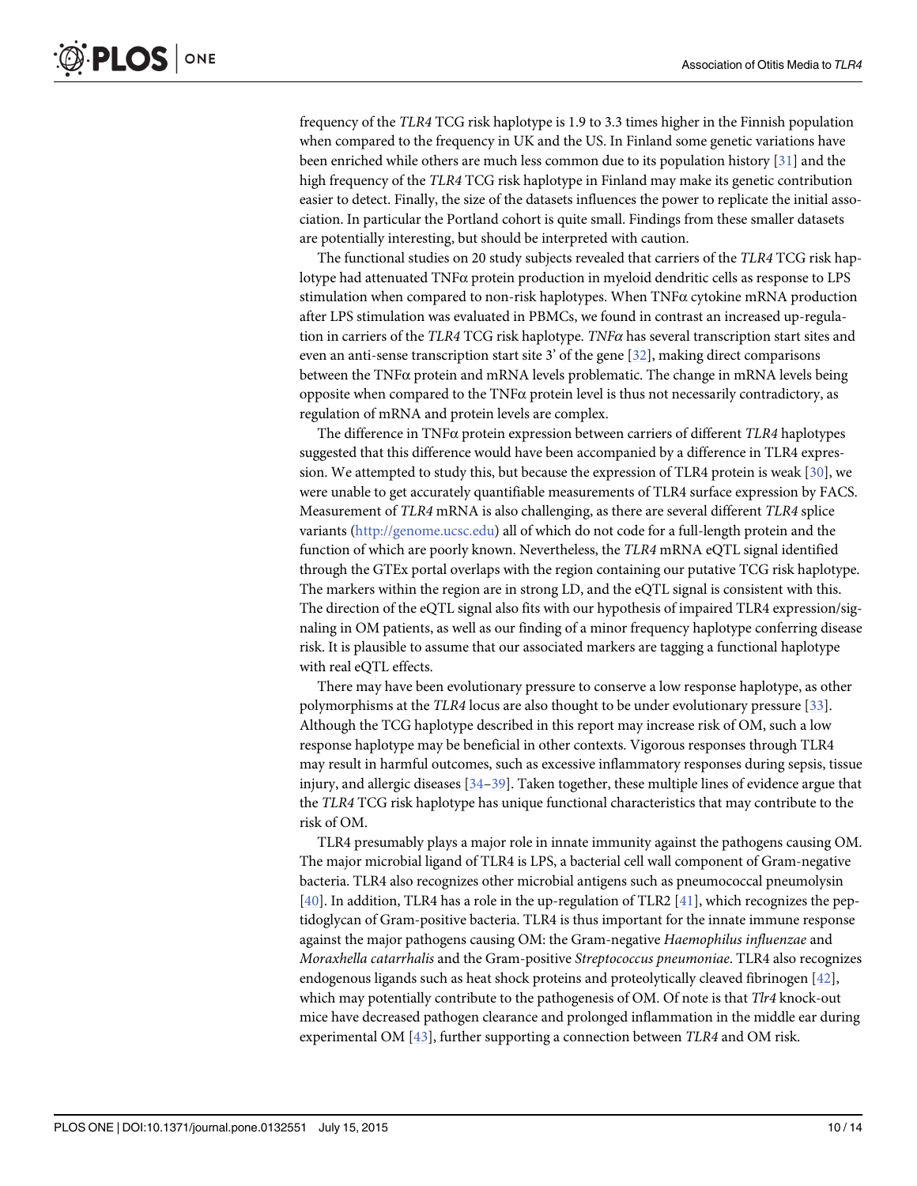frequency of the *TLR4* TCG risk haplotype is 1.9 to 3.3 times higher in the Finnish population when compared to the frequency in UK and the US. In Finland some genetic variations have been enriched while others are much less common due to its population history [31] and the high frequency of the *TLR4* TCG risk haplotype in Finland may make its genetic contribution easier to detect. Finally, the size of the datasets influences the power to replicate the initial association. In particular the Portland cohort is quite small. Findings from these smaller datasets are potentially interesting, but should be interpreted with caution.

The functional studies on 20 study subjects revealed that carriers of the *TLR4* TCG risk haplotype had attenuated TNFα protein production in myeloid dendritic cells as response to LPS stimulation when compared to non-risk haplotypes. When TNFα cytokine mRNA production after LPS stimulation was evaluated in PBMCs, we found in contrast an increased up-regulation in carriers of the *TLR4* TCG risk haplotype. *TNFα* has several transcription start sites and even an anti-sense transcription start site 3' of the gene [32], making direct comparisons between the TNFα protein and mRNA levels problematic. The change in mRNA levels being opposite when compared to the TNFα protein level is thus not necessarily contradictory, as regulation of mRNA and protein levels are complex.

The difference in TNFα protein expression between carriers of different *TLR4* haplotypes suggested that this difference would have been accompanied by a difference in TLR4 expression. We attempted to study this, but because the expression of TLR4 protein is weak [30], we were unable to get accurately quantifiable measurements of TLR4 surface expression by FACS. Measurement of *TLR4* mRNA is also challenging, as there are several different *TLR4* splice variants (http://genome.ucsc.edu) all of which do not code for a full-length protein and the function of which are poorly known. Nevertheless, the *TLR4* mRNA eQTL signal identified through the GTEx portal overlaps with the region containing our putative TCG risk haplotype. The markers within the region are in strong LD, and the eQTL signal is consistent with this. The direction of the eQTL signal also fits with our hypothesis of impaired TLR4 expression/signaling in OM patients, as well as our finding of a minor frequency haplotype conferring disease risk. It is plausible to assume that our associated markers are tagging a functional haplotype with real eQTL effects.

There may have been evolutionary pressure to conserve a low response haplotype, as other polymorphisms at the *TLR4* locus are also thought to be under evolutionary pressure [33]. Although the TCG haplotype described in this report may increase risk of OM, such a low response haplotype may be beneficial in other contexts. Vigorous responses through TLR4 may result in harmful outcomes, such as excessive inflammatory responses during sepsis, tissue injury, and allergic diseases [34–39]. Taken together, these multiple lines of evidence argue that the *TLR4* TCG risk haplotype has unique functional characteristics that may contribute to the risk of OM.

TLR4 presumably plays a major role in innate immunity against the pathogens causing OM. The major microbial ligand of TLR4 is LPS, a bacterial cell wall component of Gram-negative bacteria. TLR4 also recognizes other microbial antigens such as pneumococcal pneumolysin [40]. In addition, TLR4 has a role in the up-regulation of TLR2 [41], which recognizes the peptidoglycan of Gram-positive bacteria. TLR4 is thus important for the innate immune response against the major pathogens causing OM: the Gram-negative *Haemophilus influenzae* and *Moraxhella catarrhalis* and the Gram-positive *Streptococcus pneumoniae*. TLR4 also recognizes endogenous ligands such as heat shock proteins and proteolytically cleaved fibrinogen [42], which may potentially contribute to the pathogenesis of OM. Of note is that *Tlr4* knock-out mice have decreased pathogen clearance and prolonged inflammation in the middle ear during experimental OM [43], further supporting a connection between *TLR4* and OM risk.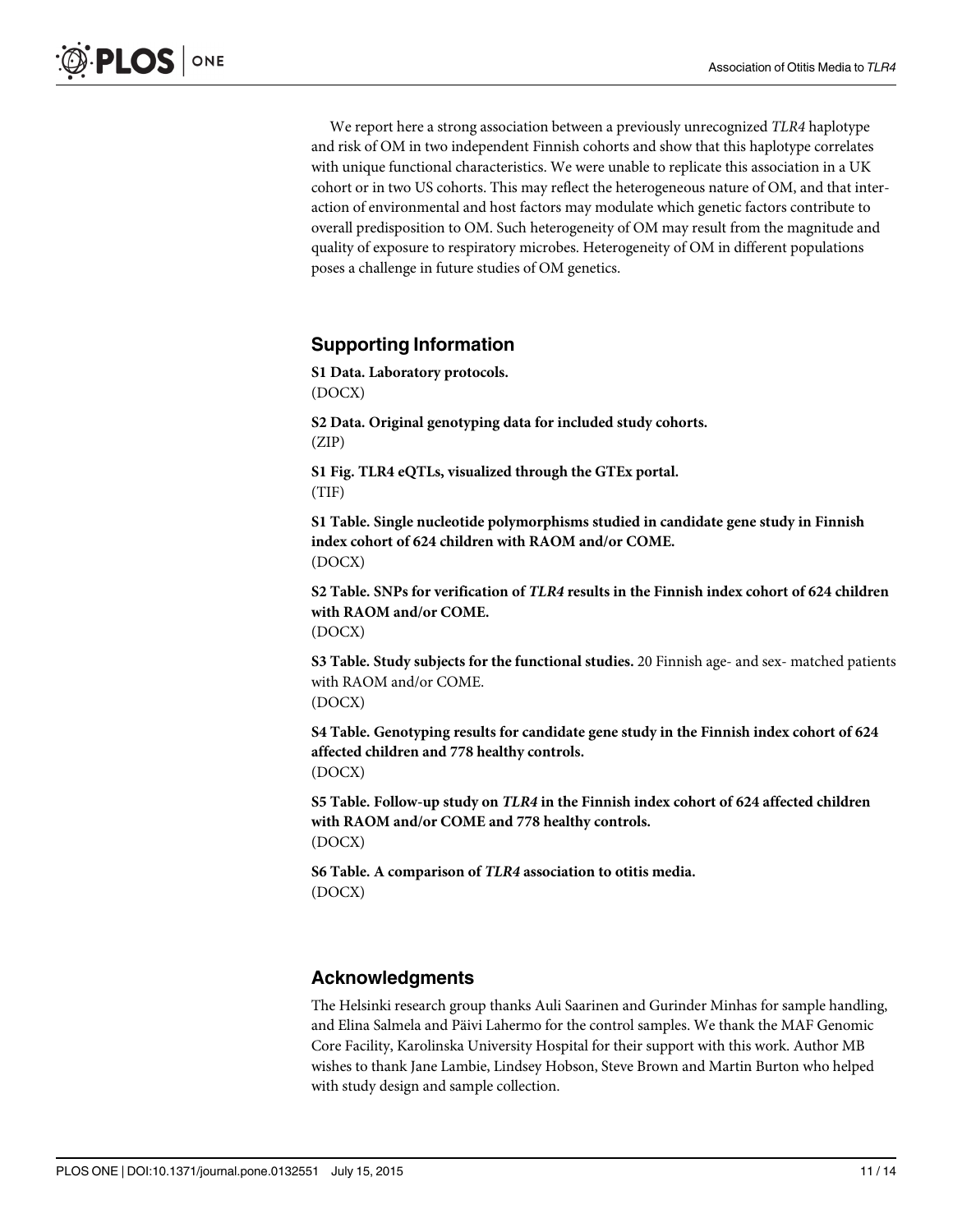We report here a strong association between a previously unrecognized *TLR4* haplotype and risk of OM in two independent Finnish cohorts and show that this haplotype correlates with unique functional characteristics. We were unable to replicate this association in a UK cohort or in two US cohorts. This may reflect the heterogeneous nature of OM, and that interaction of environmental and host factors may modulate which genetic factors contribute to overall predisposition to OM. Such heterogeneity of OM may result from the magnitude and quality of exposure to respiratory microbes. Heterogeneity of OM in different populations poses a challenge in future studies of OM genetics.

## Supporting Information

**S1 Data. Laboratory protocols.**
(DOCX)

**S2 Data. Original genotyping data for included study cohorts.**
(ZIP)

**S1 Fig. TLR4 eQTLs, visualized through the GTEx portal.**
(TIF)

**S1 Table. Single nucleotide polymorphisms studied in candidate gene study in Finnish index cohort of 624 children with RAOM and/or COME.**
(DOCX)

**S2 Table. SNPs for verification of *TLR4* results in the Finnish index cohort of 624 children with RAOM and/or COME.**
(DOCX)

**S3 Table. Study subjects for the functional studies.** 20 Finnish age- and sex- matched patients with RAOM and/or COME.
(DOCX)

**S4 Table. Genotyping results for candidate gene study in the Finnish index cohort of 624 affected children and 778 healthy controls.**
(DOCX)

**S5 Table. Follow-up study on *TLR4* in the Finnish index cohort of 624 affected children with RAOM and/or COME and 778 healthy controls.**
(DOCX)

**S6 Table. A comparison of *TLR4* association to otitis media.**
(DOCX)

## Acknowledgments

The Helsinki research group thanks Auli Saarinen and Gurinder Minhas for sample handling, and Elina Salmela and Päivi Lahermo for the control samples. We thank the MAF Genomic Core Facility, Karolinska University Hospital for their support with this work. Author MB wishes to thank Jane Lambie, Lindsey Hobson, Steve Brown and Martin Burton who helped with study design and sample collection.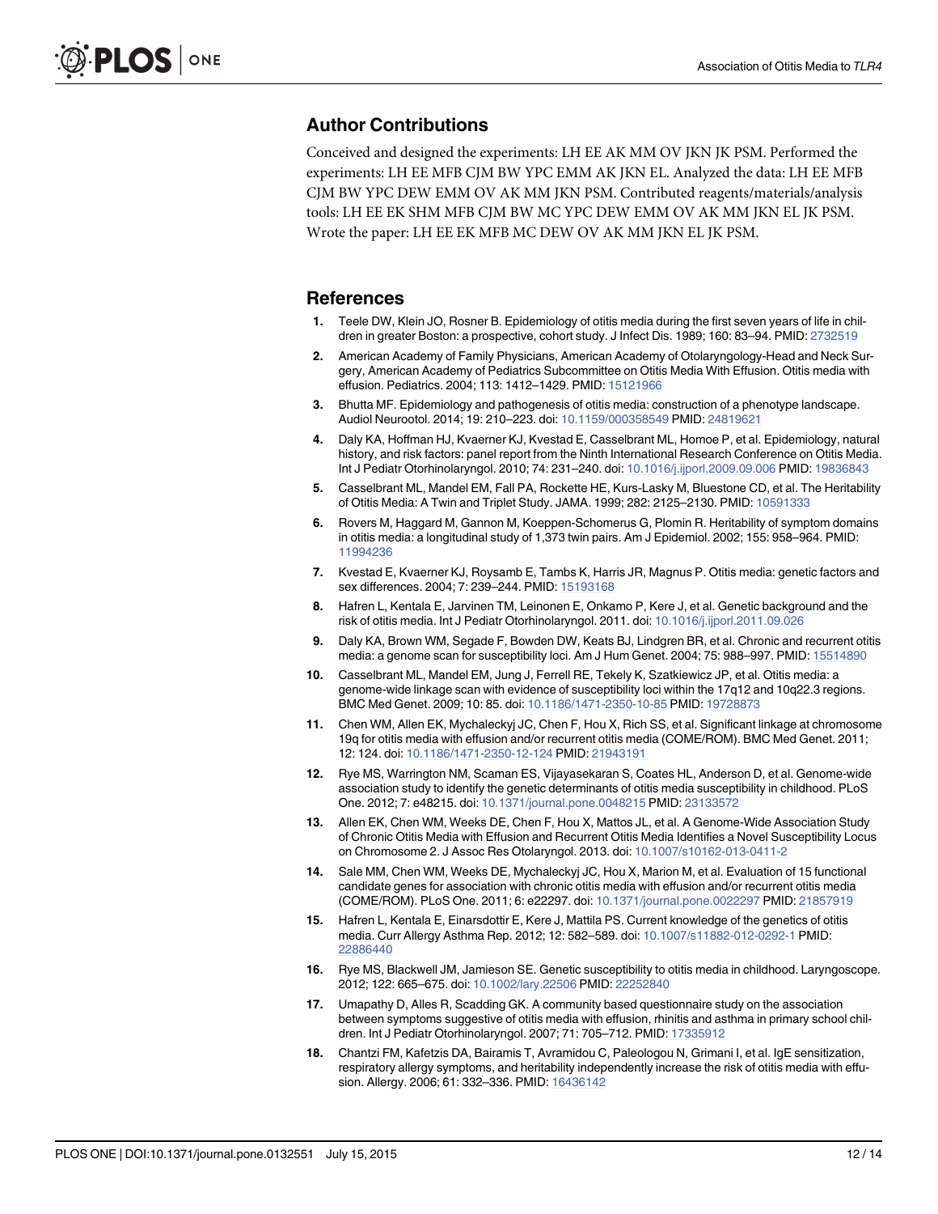## Author Contributions

Conceived and designed the experiments: LH EE AK MM OV JKN JK PSM. Performed the experiments: LH EE MFB CJM BW YPC EMM AK JKN EL. Analyzed the data: LH EE MFB CJM BW YPC DEW EMM OV AK MM JKN PSM. Contributed reagents/materials/analysis tools: LH EE EK SHM MFB CJM BW MC YPC DEW EMM OV AK MM JKN EL JK PSM. Wrote the paper: LH EE EK MFB MC DEW OV AK MM JKN EL JK PSM.

## References

1. Teele DW, Klein JO, Rosner B. Epidemiology of otitis media during the first seven years of life in children in greater Boston: a prospective, cohort study. J Infect Dis. 1989; 160: 83–94. PMID: 2732519
2. American Academy of Family Physicians, American Academy of Otolaryngology-Head and Neck Surgery, American Academy of Pediatrics Subcommittee on Otitis Media With Effusion. Otitis media with effusion. Pediatrics. 2004; 113: 1412–1429. PMID: 15121966
3. Bhutta MF. Epidemiology and pathogenesis of otitis media: construction of a phenotype landscape. Audiol Neurootol. 2014; 19: 210–223. doi: 10.1159/000358549 PMID: 24819621
4. Daly KA, Hoffman HJ, Kvaerner KJ, Kvestad E, Casselbrant ML, Homoe P, et al. Epidemiology, natural history, and risk factors: panel report from the Ninth International Research Conference on Otitis Media. Int J Pediatr Otorhinolaryngol. 2010; 74: 231–240. doi: 10.1016/j.ijporl.2009.09.006 PMID: 19836843
5. Casselbrant ML, Mandel EM, Fall PA, Rockette HE, Kurs-Lasky M, Bluestone CD, et al. The Heritability of Otitis Media: A Twin and Triplet Study. JAMA. 1999; 282: 2125–2130. PMID: 10591333
6. Rovers M, Haggard M, Gannon M, Koeppen-Schomerus G, Plomin R. Heritability of symptom domains in otitis media: a longitudinal study of 1,373 twin pairs. Am J Epidemiol. 2002; 155: 958–964. PMID: 11994236
7. Kvestad E, Kvaerner KJ, Roysamb E, Tambs K, Harris JR, Magnus P. Otitis media: genetic factors and sex differences. 2004; 7: 239–244. PMID: 15193168
8. Hafren L, Kentala E, Jarvinen TM, Leinonen E, Onkamo P, Kere J, et al. Genetic background and the risk of otitis media. Int J Pediatr Otorhinolaryngol. 2011. doi: 10.1016/j.ijporl.2011.09.026
9. Daly KA, Brown WM, Segade F, Bowden DW, Keats BJ, Lindgren BR, et al. Chronic and recurrent otitis media: a genome scan for susceptibility loci. Am J Hum Genet. 2004; 75: 988–997. PMID: 15514890
10. Casselbrant ML, Mandel EM, Jung J, Ferrell RE, Tekely K, Szatkiewicz JP, et al. Otitis media: a genome-wide linkage scan with evidence of susceptibility loci within the 17q12 and 10q22.3 regions. BMC Med Genet. 2009; 10: 85. doi: 10.1186/1471-2350-10-85 PMID: 19728873
11. Chen WM, Allen EK, Mychaleckyj JC, Chen F, Hou X, Rich SS, et al. Significant linkage at chromosome 19q for otitis media with effusion and/or recurrent otitis media (COME/ROM). BMC Med Genet. 2011; 12: 124. doi: 10.1186/1471-2350-12-124 PMID: 21943191
12. Rye MS, Warrington NM, Scaman ES, Vijayasekaran S, Coates HL, Anderson D, et al. Genome-wide association study to identify the genetic determinants of otitis media susceptibility in childhood. PLoS One. 2012; 7: e48215. doi: 10.1371/journal.pone.0048215 PMID: 23133572
13. Allen EK, Chen WM, Weeks DE, Chen F, Hou X, Mattos JL, et al. A Genome-Wide Association Study of Chronic Otitis Media with Effusion and Recurrent Otitis Media Identifies a Novel Susceptibility Locus on Chromosome 2. J Assoc Res Otolaryngol. 2013. doi: 10.1007/s10162-013-0411-2
14. Sale MM, Chen WM, Weeks DE, Mychaleckyj JC, Hou X, Marion M, et al. Evaluation of 15 functional candidate genes for association with chronic otitis media with effusion and/or recurrent otitis media (COME/ROM). PLoS One. 2011; 6: e22297. doi: 10.1371/journal.pone.0022297 PMID: 21857919
15. Hafren L, Kentala E, Einarsdottir E, Kere J, Mattila PS. Current knowledge of the genetics of otitis media. Curr Allergy Asthma Rep. 2012; 12: 582–589. doi: 10.1007/s11882-012-0292-1 PMID: 22886440
16. Rye MS, Blackwell JM, Jamieson SE. Genetic susceptibility to otitis media in childhood. Laryngoscope. 2012; 122: 665–675. doi: 10.1002/lary.22506 PMID: 22252840
17. Umapathy D, Alles R, Scadding GK. A community based questionnaire study on the association between symptoms suggestive of otitis media with effusion, rhinitis and asthma in primary school children. Int J Pediatr Otorhinolaryngol. 2007; 71: 705–712. PMID: 17335912
18. Chantzi FM, Kafetzis DA, Bairamis T, Avramidou C, Paleologou N, Grimani I, et al. IgE sensitization, respiratory allergy symptoms, and heritability independently increase the risk of otitis media with effusion. Allergy. 2006; 61: 332–336. PMID: 16436142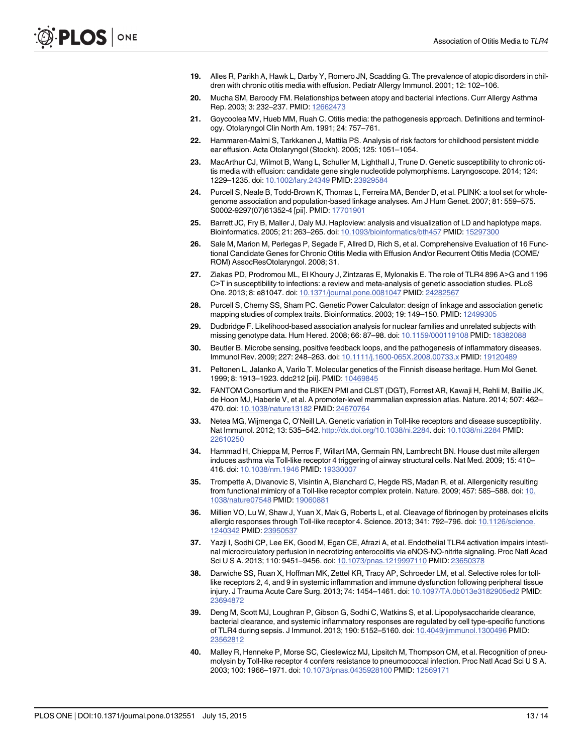19. Alles R, Parikh A, Hawk L, Darby Y, Romero JN, Scadding G. The prevalence of atopic disorders in children with chronic otitis media with effusion. Pediatr Allergy Immunol. 2001; 12: 102–106.
20. Mucha SM, Baroody FM. Relationships between atopy and bacterial infections. Curr Allergy Asthma Rep. 2003; 3: 232–237. PMID: 12662473
21. Goycoolea MV, Hueb MM, Ruah C. Otitis media: the pathogenesis approach. Definitions and terminology. Otolaryngol Clin North Am. 1991; 24: 757–761.
22. Hammaren-Malmi S, Tarkkanen J, Mattila PS. Analysis of risk factors for childhood persistent middle ear effusion. Acta Otolaryngol (Stockh). 2005; 125: 1051–1054.
23. MacArthur CJ, Wilmot B, Wang L, Schuller M, Lighthall J, Trune D. Genetic susceptibility to chronic otitis media with effusion: candidate gene single nucleotide polymorphisms. Laryngoscope. 2014; 124: 1229–1235. doi: 10.1002/lary.24349 PMID: 23929584
24. Purcell S, Neale B, Todd-Brown K, Thomas L, Ferreira MA, Bender D, et al. PLINK: a tool set for whole-genome association and population-based linkage analyses. Am J Hum Genet. 2007; 81: 559–575. S0002-9297(07)61352-4 [pii]. PMID: 17701901
25. Barrett JC, Fry B, Maller J, Daly MJ. Haploview: analysis and visualization of LD and haplotype maps. Bioinformatics. 2005; 21: 263–265. doi: 10.1093/bioinformatics/bth457 PMID: 15297300
26. Sale M, Marion M, Perlegas P, Segade F, Allred D, Rich S, et al. Comprehensive Evaluation of 16 Functional Candidate Genes for Chronic Otitis Media with Effusion And/or Recurrent Otitis Media (COME/ROM) AssocResOtolaryngol. 2008; 31.
27. Ziakas PD, Prodromou ML, El Khoury J, Zintzaras E, Mylonakis E. The role of TLR4 896 A>G and 1196 C>T in susceptibility to infections: a review and meta-analysis of genetic association studies. PLoS One. 2013; 8: e81047. doi: 10.1371/journal.pone.0081047 PMID: 24282567
28. Purcell S, Cherny SS, Sham PC. Genetic Power Calculator: design of linkage and association genetic mapping studies of complex traits. Bioinformatics. 2003; 19: 149–150. PMID: 12499305
29. Dudbridge F. Likelihood-based association analysis for nuclear families and unrelated subjects with missing genotype data. Hum Hered. 2008; 66: 87–98. doi: 10.1159/000119108 PMID: 18382088
30. Beutler B. Microbe sensing, positive feedback loops, and the pathogenesis of inflammatory diseases. Immunol Rev. 2009; 227: 248–263. doi: 10.1111/j.1600-065X.2008.00733.x PMID: 19120489
31. Peltonen L, Jalanko A, Varilo T. Molecular genetics of the Finnish disease heritage. Hum Mol Genet. 1999; 8: 1913–1923. ddc212 [pii]. PMID: 10469845
32. FANTOM Consortium and the RIKEN PMI and CLST (DGT), Forrest AR, Kawaji H, Rehli M, Baillie JK, de Hoon MJ, Haberle V, et al. A promoter-level mammalian expression atlas. Nature. 2014; 507: 462–470. doi: 10.1038/nature13182 PMID: 24670764
33. Netea MG, Wijmenga C, O'Neill LA. Genetic variation in Toll-like receptors and disease susceptibility. Nat Immunol. 2012; 13: 535–542. http://dx.doi.org/10.1038/ni.2284. doi: 10.1038/ni.2284 PMID: 22610250
34. Hammad H, Chieppa M, Perros F, Willart MA, Germain RN, Lambrecht BN. House dust mite allergen induces asthma via Toll-like receptor 4 triggering of airway structural cells. Nat Med. 2009; 15: 410–416. doi: 10.1038/nm.1946 PMID: 19330007
35. Trompette A, Divanovic S, Visintin A, Blanchard C, Hegde RS, Madan R, et al. Allergenicity resulting from functional mimicry of a Toll-like receptor complex protein. Nature. 2009; 457: 585–588. doi: 10.1038/nature07548 PMID: 19060881
36. Millien VO, Lu W, Shaw J, Yuan X, Mak G, Roberts L, et al. Cleavage of fibrinogen by proteinases elicits allergic responses through Toll-like receptor 4. Science. 2013; 341: 792–796. doi: 10.1126/science.1240342 PMID: 23950537
37. Yazji I, Sodhi CP, Lee EK, Good M, Egan CE, Afrazi A, et al. Endothelial TLR4 activation impairs intestinal microcirculatory perfusion in necrotizing enterocolitis via eNOS-NO-nitrite signaling. Proc Natl Acad Sci U S A. 2013; 110: 9451–9456. doi: 10.1073/pnas.1219997110 PMID: 23650378
38. Darwiche SS, Ruan X, Hoffman MK, Zettel KR, Tracy AP, Schroeder LM, et al. Selective roles for toll-like receptors 2, 4, and 9 in systemic inflammation and immune dysfunction following peripheral tissue injury. J Trauma Acute Care Surg. 2013; 74: 1454–1461. doi: 10.1097/TA.0b013e3182905ed2 PMID: 23694872
39. Deng M, Scott MJ, Loughran P, Gibson G, Sodhi C, Watkins S, et al. Lipopolysaccharide clearance, bacterial clearance, and systemic inflammatory responses are regulated by cell type-specific functions of TLR4 during sepsis. J Immunol. 2013; 190: 5152–5160. doi: 10.4049/jimmunol.1300496 PMID: 23562812
40. Malley R, Henneke P, Morse SC, Cieslewicz MJ, Lipsitch M, Thompson CM, et al. Recognition of pneumolysin by Toll-like receptor 4 confers resistance to pneumococcal infection. Proc Natl Acad Sci U S A. 2003; 100: 1966–1971. doi: 10.1073/pnas.0435928100 PMID: 12569171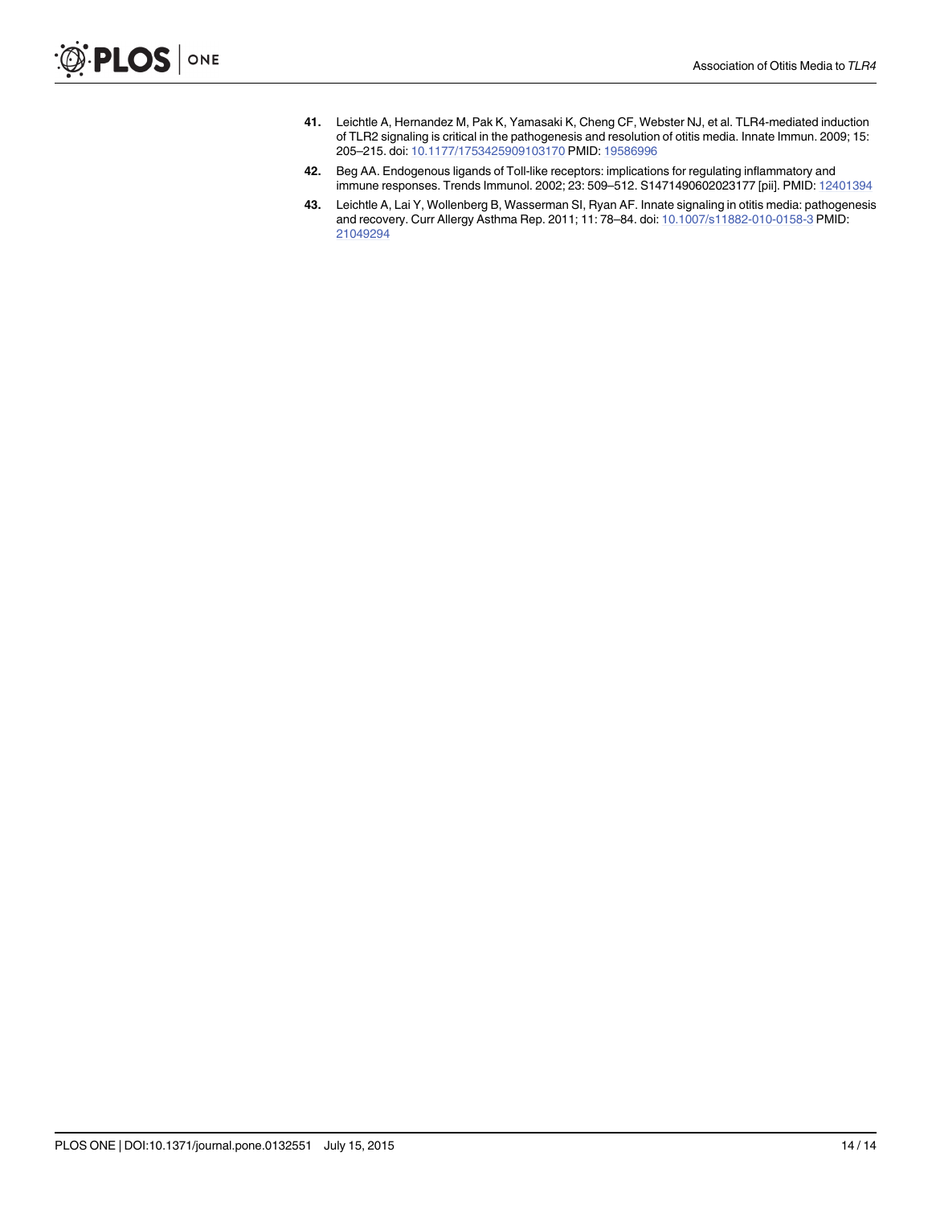41. Leichtle A, Hernandez M, Pak K, Yamasaki K, Cheng CF, Webster NJ, et al. TLR4-mediated induction of TLR2 signaling is critical in the pathogenesis and resolution of otitis media. Innate Immun. 2009; 15: 205–215. doi: 10.1177/1753425909103170 PMID: 19586996

42. Beg AA. Endogenous ligands of Toll-like receptors: implications for regulating inflammatory and immune responses. Trends Immunol. 2002; 23: 509–512. S1471490602023177 [pii]. PMID: 12401394

43. Leichtle A, Lai Y, Wollenberg B, Wasserman SI, Ryan AF. Innate signaling in otitis media: pathogenesis and recovery. Curr Allergy Asthma Rep. 2011; 11: 78–84. doi: 10.1007/s11882-010-0158-3 PMID: 21049294